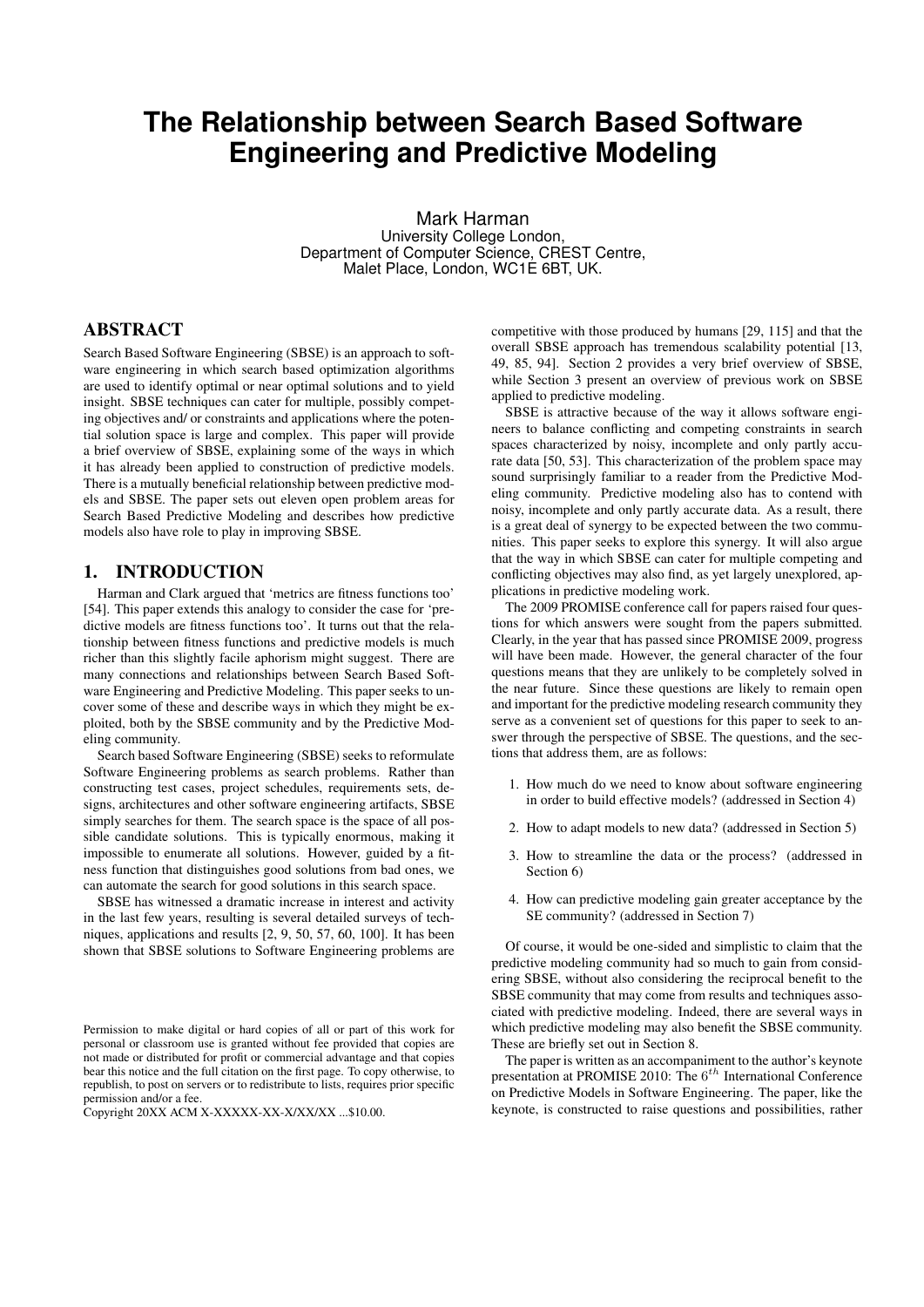# The Relationship between Search Based Software Engineering and Predictive Modeling

Mark Harman
University College London,
Department of Computer Science, CREST Centre,
Malet Place, London, WC1E 6BT, UK.

## ABSTRACT

Search Based Software Engineering (SBSE) is an approach to software engineering in which search based optimization algorithms are used to identify optimal or near optimal solutions and to yield insight. SBSE techniques can cater for multiple, possibly competing objectives and/ or constraints and applications where the potential solution space is large and complex. This paper will provide a brief overview of SBSE, explaining some of the ways in which it has already been applied to construction of predictive models. There is a mutually beneficial relationship between predictive models and SBSE. The paper sets out eleven open problem areas for Search Based Predictive Modeling and describes how predictive models also have role to play in improving SBSE.

## 1. INTRODUCTION

Harman and Clark argued that 'metrics are fitness functions too' [54]. This paper extends this analogy to consider the case for 'predictive models are fitness functions too'. It turns out that the relationship between fitness functions and predictive models is much richer than this slightly facile aphorism might suggest. There are many connections and relationships between Search Based Software Engineering and Predictive Modeling. This paper seeks to uncover some of these and describe ways in which they might be exploited, both by the SBSE community and by the Predictive Modeling community.

Search based Software Engineering (SBSE) seeks to reformulate Software Engineering problems as search problems. Rather than constructing test cases, project schedules, requirements sets, designs, architectures and other software engineering artifacts, SBSE simply searches for them. The search space is the space of all possible candidate solutions. This is typically enormous, making it impossible to enumerate all solutions. However, guided by a fitness function that distinguishes good solutions from bad ones, we can automate the search for good solutions in this search space.

SBSE has witnessed a dramatic increase in interest and activity in the last few years, resulting is several detailed surveys of techniques, applications and results [2, 9, 50, 57, 60, 100]. It has been shown that SBSE solutions to Software Engineering problems are competitive with those produced by humans [29, 115] and that the overall SBSE approach has tremendous scalability potential [13, 49, 85, 94]. Section 2 provides a very brief overview of SBSE, while Section 3 present an overview of previous work on SBSE applied to predictive modeling.

SBSE is attractive because of the way it allows software engineers to balance conflicting and competing constraints in search spaces characterized by noisy, incomplete and only partly accurate data [50, 53]. This characterization of the problem space may sound surprisingly familiar to a reader from the Predictive Modeling community. Predictive modeling also has to contend with noisy, incomplete and only partly accurate data. As a result, there is a great deal of synergy to be expected between the two communities. This paper seeks to explore this synergy. It will also argue that the way in which SBSE can cater for multiple competing and conflicting objectives may also find, as yet largely unexplored, applications in predictive modeling work.

The 2009 PROMISE conference call for papers raised four questions for which answers were sought from the papers submitted. Clearly, in the year that has passed since PROMISE 2009, progress will have been made. However, the general character of the four questions means that they are unlikely to be completely solved in the near future. Since these questions are likely to remain open and important for the predictive modeling research community they serve as a convenient set of questions for this paper to seek to answer through the perspective of SBSE. The questions, and the sections that address them, are as follows:

1. How much do we need to know about software engineering in order to build effective models? (addressed in Section 4)
2. How to adapt models to new data? (addressed in Section 5)
3. How to streamline the data or the process? (addressed in Section 6)
4. How can predictive modeling gain greater acceptance by the SE community? (addressed in Section 7)

Of course, it would be one-sided and simplistic to claim that the predictive modeling community had so much to gain from considering SBSE, without also considering the reciprocal benefit to the SBSE community that may come from results and techniques associated with predictive modeling. Indeed, there are several ways in which predictive modeling may also benefit the SBSE community. These are briefly set out in Section 8.

The paper is written as an accompaniment to the author's keynote presentation at PROMISE 2010: The $6^{th}$ International Conference on Predictive Models in Software Engineering. The paper, like the keynote, is constructed to raise questions and possibilities, rather

Permission to make digital or hard copies of all or part of this work for personal or classroom use is granted without fee provided that copies are not made or distributed for profit or commercial advantage and that copies bear this notice and the full citation on the first page. To copy otherwise, to republish, to post on servers or to redistribute to lists, requires prior specific permission and/or a fee.
Copyright 20XX ACM X-XXXXX-XX-X/XX/XX ...$10.00.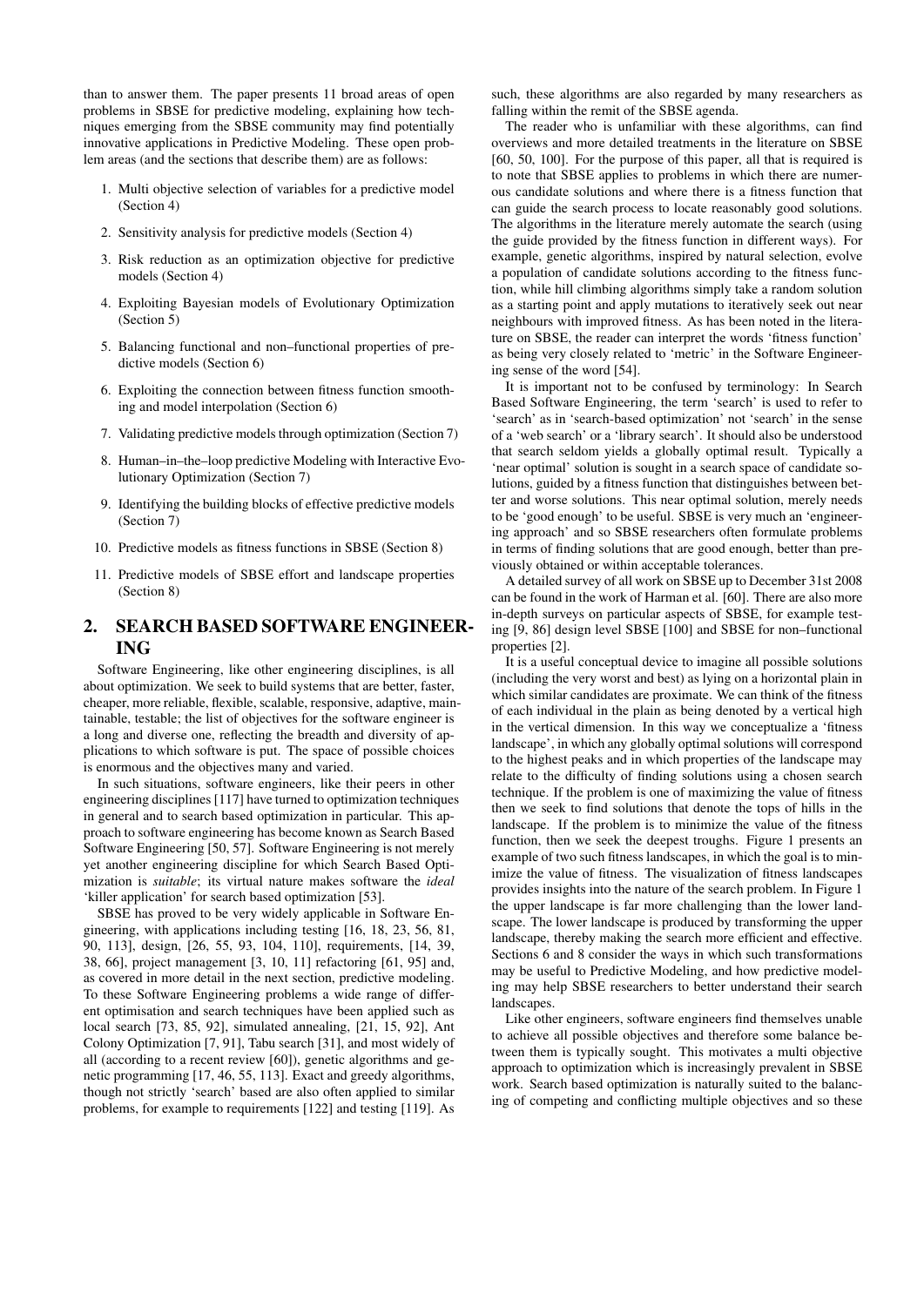than to answer them. The paper presents 11 broad areas of open problems in SBSE for predictive modeling, explaining how techniques emerging from the SBSE community may find potentially innovative applications in Predictive Modeling. These open problem areas (and the sections that describe them) are as follows:

1. Multi objective selection of variables for a predictive model (Section 4)
2. Sensitivity analysis for predictive models (Section 4)
3. Risk reduction as an optimization objective for predictive models (Section 4)
4. Exploiting Bayesian models of Evolutionary Optimization (Section 5)
5. Balancing functional and non–functional properties of predictive models (Section 6)
6. Exploiting the connection between fitness function smoothing and model interpolation (Section 6)
7. Validating predictive models through optimization (Section 7)
8. Human–in–the–loop predictive Modeling with Interactive Evolutionary Optimization (Section 7)
9. Identifying the building blocks of effective predictive models (Section 7)
10. Predictive models as fitness functions in SBSE (Section 8)
11. Predictive models of SBSE effort and landscape properties (Section 8)

## 2. SEARCH BASED SOFTWARE ENGINEERING

Software Engineering, like other engineering disciplines, is all about optimization. We seek to build systems that are better, faster, cheaper, more reliable, flexible, scalable, responsive, adaptive, maintainable, testable; the list of objectives for the software engineer is a long and diverse one, reflecting the breadth and diversity of applications to which software is put. The space of possible choices is enormous and the objectives many and varied.

In such situations, software engineers, like their peers in other engineering disciplines [117] have turned to optimization techniques in general and to search based optimization in particular. This approach to software engineering has become known as Search Based Software Engineering [50, 57]. Software Engineering is not merely yet another engineering discipline for which Search Based Optimization is *suitable*; its virtual nature makes software the *ideal* 'killer application' for search based optimization [53].

SBSE has proved to be very widely applicable in Software Engineering, with applications including testing [16, 18, 23, 56, 81, 90, 113], design, [26, 55, 93, 104, 110], requirements, [14, 39, 38, 66], project management [3, 10, 11] refactoring [61, 95] and, as covered in more detail in the next section, predictive modeling. To these Software Engineering problems a wide range of different optimisation and search techniques have been applied such as local search [73, 85, 92], simulated annealing, [21, 15, 92], Ant Colony Optimization [7, 91], Tabu search [31], and most widely of all (according to a recent review [60]), genetic algorithms and genetic programming [17, 46, 55, 113]. Exact and greedy algorithms, though not strictly 'search' based are also often applied to similar problems, for example to requirements [122] and testing [119]. As such, these algorithms are also regarded by many researchers as falling within the remit of the SBSE agenda.

The reader who is unfamiliar with these algorithms, can find overviews and more detailed treatments in the literature on SBSE [60, 50, 100]. For the purpose of this paper, all that is required is to note that SBSE applies to problems in which there are numerous candidate solutions and where there is a fitness function that can guide the search process to locate reasonably good solutions. The algorithms in the literature merely automate the search (using the guide provided by the fitness function in different ways). For example, genetic algorithms, inspired by natural selection, evolve a population of candidate solutions according to the fitness function, while hill climbing algorithms simply take a random solution as a starting point and apply mutations to iteratively seek out near neighbours with improved fitness. As has been noted in the literature on SBSE, the reader can interpret the words 'fitness function' as being very closely related to 'metric' in the Software Engineering sense of the word [54].

It is important not to be confused by terminology: In Search Based Software Engineering, the term 'search' is used to refer to 'search' as in 'search-based optimization' not 'search' in the sense of a 'web search' or a 'library search'. It should also be understood that search seldom yields a globally optimal result. Typically a 'near optimal' solution is sought in a search space of candidate solutions, guided by a fitness function that distinguishes between better and worse solutions. This near optimal solution, merely needs to be 'good enough' to be useful. SBSE is very much an 'engineering approach' and so SBSE researchers often formulate problems in terms of finding solutions that are good enough, better than previously obtained or within acceptable tolerances.

A detailed survey of all work on SBSE up to December 31st 2008 can be found in the work of Harman et al. [60]. There are also more in-depth surveys on particular aspects of SBSE, for example testing [9, 86] design level SBSE [100] and SBSE for non–functional properties [2].

It is a useful conceptual device to imagine all possible solutions (including the very worst and best) as lying on a horizontal plain in which similar candidates are proximate. We can think of the fitness of each individual in the plain as being denoted by a vertical high in the vertical dimension. In this way we conceptualize a 'fitness landscape', in which any globally optimal solutions will correspond to the highest peaks and in which properties of the landscape may relate to the difficulty of finding solutions using a chosen search technique. If the problem is one of maximizing the value of fitness then we seek to find solutions that denote the tops of hills in the landscape. If the problem is to minimize the value of the fitness function, then we seek the deepest troughs. Figure 1 presents an example of two such fitness landscapes, in which the goal is to minimize the value of fitness. The visualization of fitness landscapes provides insights into the nature of the search problem. In Figure 1 the upper landscape is far more challenging than the lower landscape. The lower landscape is produced by transforming the upper landscape, thereby making the search more efficient and effective. Sections 6 and 8 consider the ways in which such transformations may be useful to Predictive Modeling, and how predictive modeling may help SBSE researchers to better understand their search landscapes.

Like other engineers, software engineers find themselves unable to achieve all possible objectives and therefore some balance between them is typically sought. This motivates a multi objective approach to optimization which is increasingly prevalent in SBSE work. Search based optimization is naturally suited to the balancing of competing and conflicting multiple objectives and so these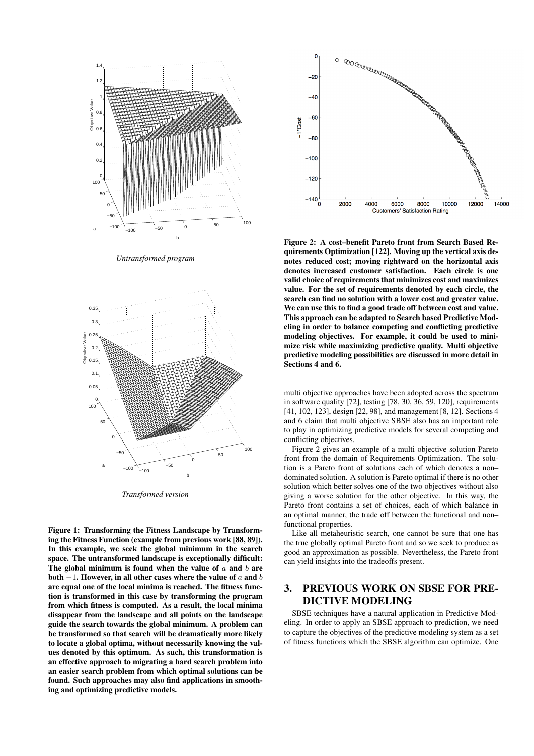*Untransformed program*

*Transformed version*

**Figure 1: Transforming the Fitness Landscape by Transforming the Fitness Function (example from previous work [88, 89]). In this example, we seek the global minimum in the search space. The untransformed landscape is exceptionally difficult: The global minimum is found when the value of $a$ and $b$ are both $-1$. However, in all other cases where the value of $a$ and $b$ are equal one of the local minima is reached. The fitness function is transformed in this case by transforming the program from which fitness is computed. As a result, the local minima disappear from the landscape and all points on the landscape guide the search towards the global minimum. A problem can be transformed so that search will be dramatically more likely to locate a global optima, without necessarily knowing the values denoted by this optimum. As such, this transformation is an effective approach to migrating a hard search problem into an easier search problem from which optimal solutions can be found. Such approaches may also find applications in smoothing and optimizing predictive models.**

**Figure 2: A cost–benefit Pareto front from Search Based Requirements Optimization [122]. Moving up the vertical axis denotes reduced cost; moving rightward on the horizontal axis denotes increased customer satisfaction. Each circle is one valid choice of requirements that minimizes cost and maximizes value. For the set of requirements denoted by each circle, the search can find no solution with a lower cost and greater value. We can use this to find a good trade off between cost and value. This approach can be adapted to Search based Predictive Modeling in order to balance competing and conflicting predictive modeling objectives. For example, it could be used to minimize risk while maximizing predictive quality. Multi objective predictive modeling possibilities are discussed in more detail in Sections 4 and 6.**

multi objective approaches have been adopted across the spectrum in software quality [72], testing [78, 30, 36, 59, 120], requirements [41, 102, 123], design [22, 98], and management [8, 12]. Sections 4 and 6 claim that multi objective SBSE also has an important role to play in optimizing predictive models for several competing and conflicting objectives.

Figure 2 gives an example of a multi objective solution Pareto front from the domain of Requirements Optimization. The solution is a Pareto front of solutions each of which denotes a non–dominated solution. A solution is Pareto optimal if there is no other solution which better solves one of the two objectives without also giving a worse solution for the other objective. In this way, the Pareto front contains a set of choices, each of which balance in an optimal manner, the trade off between the functional and non–functional properties.

Like all metaheuristic search, one cannot be sure that one has the true globally optimal Pareto front and so we seek to produce as good an approximation as possible. Nevertheless, the Pareto front can yield insights into the tradeoffs present.

## 3. PREVIOUS WORK ON SBSE FOR PREDICTIVE MODELING

SBSE techniques have a natural application in Predictive Modeling. In order to apply an SBSE approach to prediction, we need to capture the objectives of the predictive modeling system as a set of fitness functions which the SBSE algorithm can optimize. One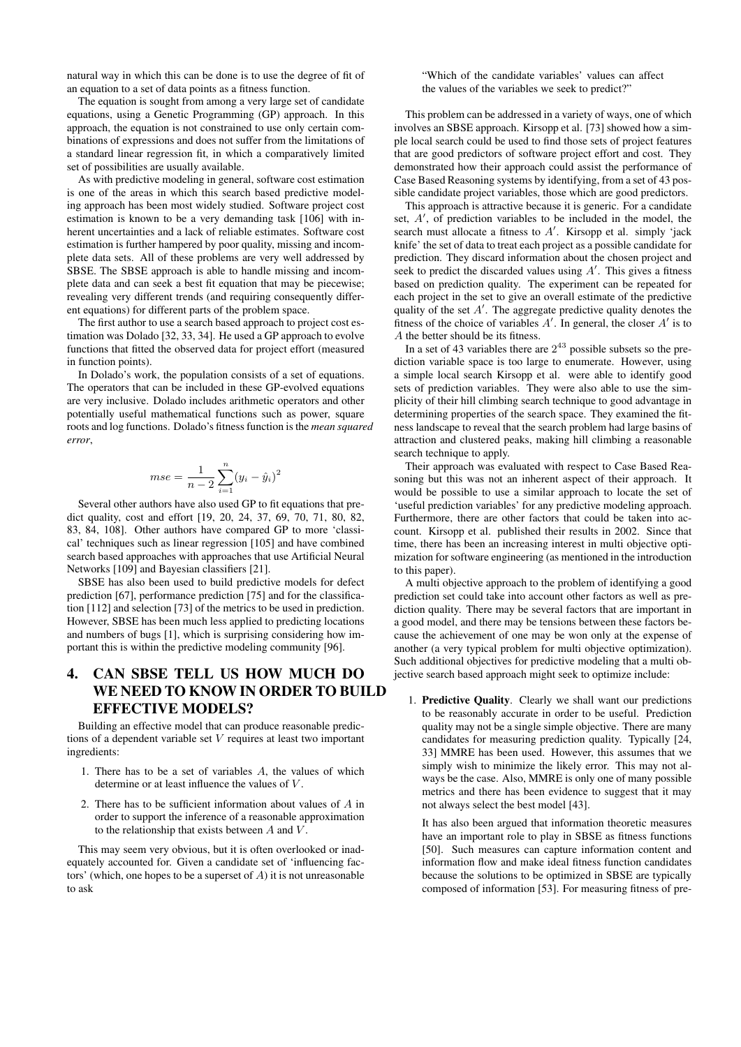natural way in which this can be done is to use the degree of fit of an equation to a set of data points as a fitness function.

The equation is sought from among a very large set of candidate equations, using a Genetic Programming (GP) approach. In this approach, the equation is not constrained to use only certain combinations of expressions and does not suffer from the limitations of a standard linear regression fit, in which a comparatively limited set of possibilities are usually available.

As with predictive modeling in general, software cost estimation is one of the areas in which this search based predictive modeling approach has been most widely studied. Software project cost estimation is known to be a very demanding task [106] with inherent uncertainties and a lack of reliable estimates. Software cost estimation is further hampered by poor quality, missing and incomplete data sets. All of these problems are very well addressed by SBSE. The SBSE approach is able to handle missing and incomplete data and can seek a best fit equation that may be piecewise; revealing very different trends (and requiring consequently different equations) for different parts of the problem space.

The first author to use a search based approach to project cost estimation was Dolado [32, 33, 34]. He used a GP approach to evolve functions that fitted the observed data for project effort (measured in function points).

In Dolado's work, the population consists of a set of equations. The operators that can be included in these GP-evolved equations are very inclusive. Dolado includes arithmetic operators and other potentially useful mathematical functions such as power, square roots and log functions. Dolado's fitness function is the *mean squared error*,

$$mse = \frac{1}{n-2}\sum_{i=1}^{n}(y_i - \hat{y}_i)^2$$

Several other authors have also used GP to fit equations that predict quality, cost and effort [19, 20, 24, 37, 69, 70, 71, 80, 82, 83, 84, 108]. Other authors have compared GP to more 'classical' techniques such as linear regression [105] and have combined search based approaches with approaches that use Artificial Neural Networks [109] and Bayesian classifiers [21].

SBSE has also been used to build predictive models for defect prediction [67], performance prediction [75] and for the classification [112] and selection [73] of the metrics to be used in prediction. However, SBSE has been much less applied to predicting locations and numbers of bugs [1], which is surprising considering how important this is within the predictive modeling community [96].

# 4. CAN SBSE TELL US HOW MUCH DO WE NEED TO KNOW IN ORDER TO BUILD EFFECTIVE MODELS?

Building an effective model that can produce reasonable predictions of a dependent variable set $V$ requires at least two important ingredients:

1. There has to be a set of variables $A$, the values of which determine or at least influence the values of $V$.
2. There has to be sufficient information about values of $A$ in order to support the inference of a reasonable approximation to the relationship that exists between $A$ and $V$.

This may seem very obvious, but it is often overlooked or inadequately accounted for. Given a candidate set of 'influencing factors' (which, one hopes to be a superset of $A$) it is not unreasonable to ask

"Which of the candidate variables' values can affect the values of the variables we seek to predict?"

This problem can be addressed in a variety of ways, one of which involves an SBSE approach. Kirsopp et al. [73] showed how a simple local search could be used to find those sets of project features that are good predictors of software project effort and cost. They demonstrated how their approach could assist the performance of Case Based Reasoning systems by identifying, from a set of 43 possible candidate project variables, those which are good predictors.

This approach is attractive because it is generic. For a candidate set, $A'$, of prediction variables to be included in the model, the search must allocate a fitness to $A'$. Kirsopp et al. simply 'jack knife' the set of data to treat each project as a possible candidate for prediction. They discard information about the chosen project and seek to predict the discarded values using $A'$. This gives a fitness based on prediction quality. The experiment can be repeated for each project in the set to give an overall estimate of the predictive quality of the set $A'$. The aggregate predictive quality denotes the fitness of the choice of variables $A'$. In general, the closer $A'$ is to $A$ the better should be its fitness.

In a set of 43 variables there are $2^{43}$ possible subsets so the prediction variable space is too large to enumerate. However, using a simple local search Kirsopp et al. were able to identify good sets of prediction variables. They were also able to use the simplicity of their hill climbing search technique to good advantage in determining properties of the search space. They examined the fitness landscape to reveal that the search problem had large basins of attraction and clustered peaks, making hill climbing a reasonable search technique to apply.

Their approach was evaluated with respect to Case Based Reasoning but this was not an inherent aspect of their approach. It would be possible to use a similar approach to locate the set of 'useful prediction variables' for any predictive modeling approach. Furthermore, there are other factors that could be taken into account. Kirsopp et al. published their results in 2002. Since that time, there has been an increasing interest in multi objective optimization for software engineering (as mentioned in the introduction to this paper).

A multi objective approach to the problem of identifying a good prediction set could take into account other factors as well as prediction quality. There may be several factors that are important in a good model, and there may be tensions between these factors because the achievement of one may be won only at the expense of another (a very typical problem for multi objective optimization). Such additional objectives for predictive modeling that a multi objective search based approach might seek to optimize include:

1. **Predictive Quality**. Clearly we shall want our predictions to be reasonably accurate in order to be useful. Prediction quality may not be a single simple objective. There are many candidates for measuring prediction quality. Typically [24, 33] MMRE has been used. However, this assumes that we simply wish to minimize the likely error. This may not always be the case. Also, MMRE is only one of many possible metrics and there has been evidence to suggest that it may not always select the best model [43].

   It has also been argued that information theoretic measures have an important role to play in SBSE as fitness functions [50]. Such measures can capture information content and information flow and make ideal fitness function candidates because the solutions to be optimized in SBSE are typically composed of information [53]. For measuring fitness of pre-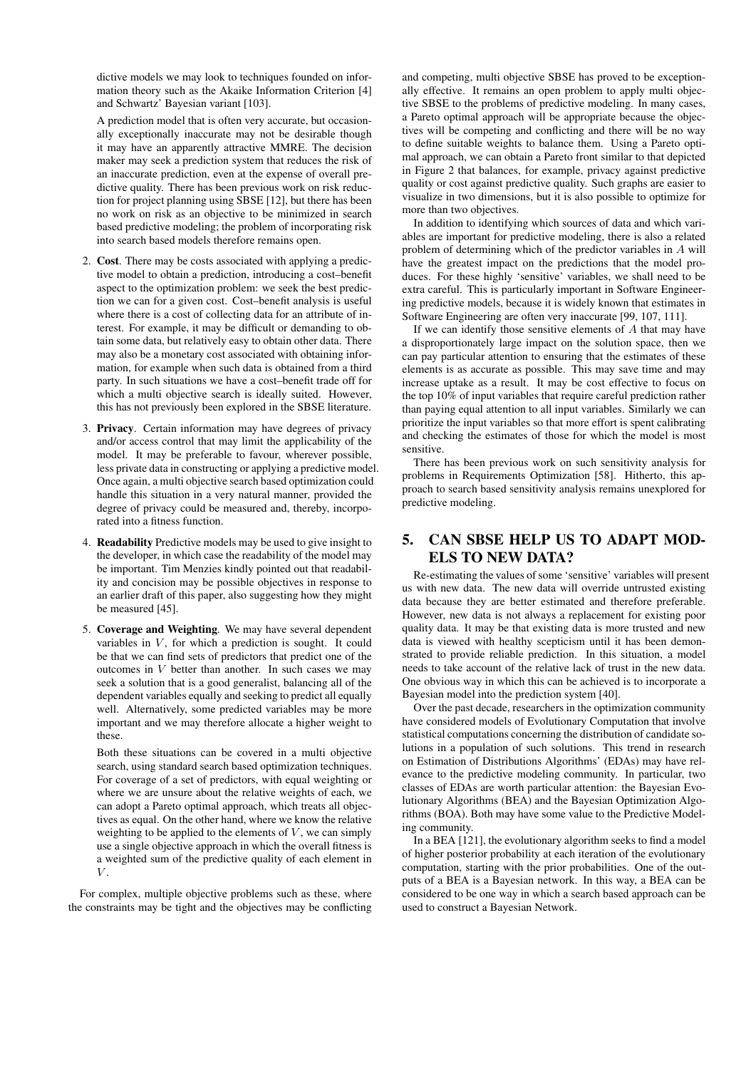dictive models we may look to techniques founded on information theory such as the Akaike Information Criterion [4] and Schwartz' Bayesian variant [103].

A prediction model that is often very accurate, but occasionally exceptionally inaccurate may not be desirable though it may have an apparently attractive MMRE. The decision maker may seek a prediction system that reduces the risk of an inaccurate prediction, even at the expense of overall predictive quality. There has been previous work on risk reduction for project planning using SBSE [12], but there has been no work on risk as an objective to be minimized in search based predictive modeling; the problem of incorporating risk into search based models therefore remains open.

2. **Cost**. There may be costs associated with applying a predictive model to obtain a prediction, introducing a cost–benefit aspect to the optimization problem: we seek the best prediction we can for a given cost. Cost–benefit analysis is useful where there is a cost of collecting data for an attribute of interest. For example, it may be difficult or demanding to obtain some data, but relatively easy to obtain other data. There may also be a monetary cost associated with obtaining information, for example when such data is obtained from a third party. In such situations we have a cost–benefit trade off for which a multi objective search is ideally suited. However, this has not previously been explored in the SBSE literature.

3. **Privacy**. Certain information may have degrees of privacy and/or access control that may limit the applicability of the model. It may be preferable to favour, wherever possible, less private data in constructing or applying a predictive model. Once again, a multi objective search based optimization could handle this situation in a very natural manner, provided the degree of privacy could be measured and, thereby, incorporated into a fitness function.

4. **Readability** Predictive models may be used to give insight to the developer, in which case the readability of the model may be important. Tim Menzies kindly pointed out that readability and concision may be possible objectives in response to an earlier draft of this paper, also suggesting how they might be measured [45].

5. **Coverage and Weighting**. We may have several dependent variables in $V$, for which a prediction is sought. It could be that we can find sets of predictors that predict one of the outcomes in $V$ better than another. In such cases we may seek a solution that is a good generalist, balancing all of the dependent variables equally and seeking to predict all equally well. Alternatively, some predicted variables may be more important and we may therefore allocate a higher weight to these.

   Both these situations can be covered in a multi objective search, using standard search based optimization techniques. For coverage of a set of predictors, with equal weighting or where we are unsure about the relative weights of each, we can adopt a Pareto optimal approach, which treats all objectives as equal. On the other hand, where we know the relative weighting to be applied to the elements of $V$, we can simply use a single objective approach in which the overall fitness is a weighted sum of the predictive quality of each element in $V$.

For complex, multiple objective problems such as these, where the constraints may be tight and the objectives may be conflicting and competing, multi objective SBSE has proved to be exceptionally effective. It remains an open problem to apply multi objective SBSE to the problems of predictive modeling. In many cases, a Pareto optimal approach will be appropriate because the objectives will be competing and conflicting and there will be no way to define suitable weights to balance them. Using a Pareto optimal approach, we can obtain a Pareto front similar to that depicted in Figure 2 that balances, for example, privacy against predictive quality or cost against predictive quality. Such graphs are easier to visualize in two dimensions, but it is also possible to optimize for more than two objectives.

In addition to identifying which sources of data and which variables are important for predictive modeling, there is also a related problem of determining which of the predictor variables in $A$ will have the greatest impact on the predictions that the model produces. For these highly 'sensitive' variables, we shall need to be extra careful. This is particularly important in Software Engineering predictive models, because it is widely known that estimates in Software Engineering are often very inaccurate [99, 107, 111].

If we can identify those sensitive elements of $A$ that may have a disproportionately large impact on the solution space, then we can pay particular attention to ensuring that the estimates of these elements is as accurate as possible. This may save time and may increase uptake as a result. It may be cost effective to focus on the top 10% of input variables that require careful prediction rather than paying equal attention to all input variables. Similarly we can prioritize the input variables so that more effort is spent calibrating and checking the estimates of those for which the model is most sensitive.

There has been previous work on such sensitivity analysis for problems in Requirements Optimization [58]. Hitherto, this approach to search based sensitivity analysis remains unexplored for predictive modeling.

## 5. CAN SBSE HELP US TO ADAPT MODELS TO NEW DATA?

Re-estimating the values of some 'sensitive' variables will present us with new data. The new data will override untrusted existing data because they are better estimated and therefore preferable. However, new data is not always a replacement for existing poor quality data. It may be that existing data is more trusted and new data is viewed with healthy scepticism until it has been demonstrated to provide reliable prediction. In this situation, a model needs to take account of the relative lack of trust in the new data. One obvious way in which this can be achieved is to incorporate a Bayesian model into the prediction system [40].

Over the past decade, researchers in the optimization community have considered models of Evolutionary Computation that involve statistical computations concerning the distribution of candidate solutions in a population of such solutions. This trend in research on Estimation of Distributions Algorithms' (EDAs) may have relevance to the predictive modeling community. In particular, two classes of EDAs are worth particular attention: the Bayesian Evolutionary Algorithms (BEA) and the Bayesian Optimization Algorithms (BOA). Both may have some value to the Predictive Modeling community.

In a BEA [121], the evolutionary algorithm seeks to find a model of higher posterior probability at each iteration of the evolutionary computation, starting with the prior probabilities. One of the outputs of a BEA is a Bayesian network. In this way, a BEA can be considered to be one way in which a search based approach can be used to construct a Bayesian Network.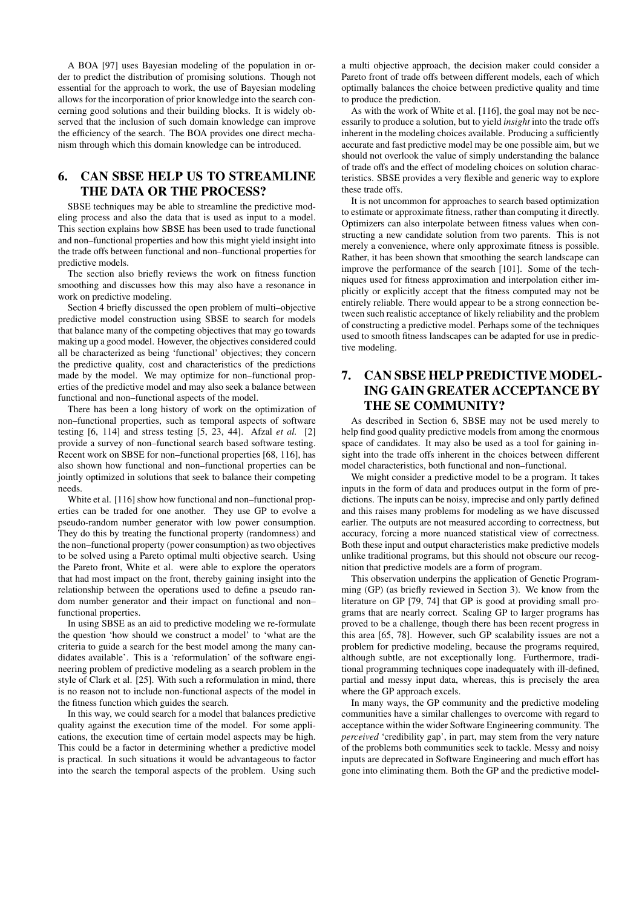A BOA [97] uses Bayesian modeling of the population in order to predict the distribution of promising solutions. Though not essential for the approach to work, the use of Bayesian modeling allows for the incorporation of prior knowledge into the search concerning good solutions and their building blocks. It is widely observed that the inclusion of such domain knowledge can improve the efficiency of the search. The BOA provides one direct mechanism through which this domain knowledge can be introduced.

## 6. CAN SBSE HELP US TO STREAMLINE THE DATA OR THE PROCESS?

SBSE techniques may be able to streamline the predictive modeling process and also the data that is used as input to a model. This section explains how SBSE has been used to trade functional and non–functional properties and how this might yield insight into the trade offs between functional and non–functional properties for predictive models.

The section also briefly reviews the work on fitness function smoothing and discusses how this may also have a resonance in work on predictive modeling.

Section 4 briefly discussed the open problem of multi–objective predictive model construction using SBSE to search for models that balance many of the competing objectives that may go towards making up a good model. However, the objectives considered could all be characterized as being 'functional' objectives; they concern the predictive quality, cost and characteristics of the predictions made by the model. We may optimize for non–functional properties of the predictive model and may also seek a balance between functional and non–functional aspects of the model.

There has been a long history of work on the optimization of non–functional properties, such as temporal aspects of software testing [6, 114] and stress testing [5, 23, 44]. Afzal *et al.* [2] provide a survey of non–functional search based software testing. Recent work on SBSE for non–functional properties [68, 116], has also shown how functional and non–functional properties can be jointly optimized in solutions that seek to balance their competing needs.

White et al. [116] show how functional and non–functional properties can be traded for one another. They use GP to evolve a pseudo-random number generator with low power consumption. They do this by treating the functional property (randomness) and the non–functional property (power consumption) as two objectives to be solved using a Pareto optimal multi objective search. Using the Pareto front, White et al. were able to explore the operators that had most impact on the front, thereby gaining insight into the relationship between the operations used to define a pseudo random number generator and their impact on functional and non–functional properties.

In using SBSE as an aid to predictive modeling we re-formulate the question 'how should we construct a model' to 'what are the criteria to guide a search for the best model among the many candidates available'. This is a 'reformulation' of the software engineering problem of predictive modeling as a search problem in the style of Clark et al. [25]. With such a reformulation in mind, there is no reason not to include non-functional aspects of the model in the fitness function which guides the search.

In this way, we could search for a model that balances predictive quality against the execution time of the model. For some applications, the execution time of certain model aspects may be high. This could be a factor in determining whether a predictive model is practical. In such situations it would be advantageous to factor into the search the temporal aspects of the problem. Using such a multi objective approach, the decision maker could consider a Pareto front of trade offs between different models, each of which optimally balances the choice between predictive quality and time to produce the prediction.

As with the work of White et al. [116], the goal may not be necessarily to produce a solution, but to yield *insight* into the trade offs inherent in the modeling choices available. Producing a sufficiently accurate and fast predictive model may be one possible aim, but we should not overlook the value of simply understanding the balance of trade offs and the effect of modeling choices on solution characteristics. SBSE provides a very flexible and generic way to explore these trade offs.

It is not uncommon for approaches to search based optimization to estimate or approximate fitness, rather than computing it directly. Optimizers can also interpolate between fitness values when constructing a new candidate solution from two parents. This is not merely a convenience, where only approximate fitness is possible. Rather, it has been shown that smoothing the search landscape can improve the performance of the search [101]. Some of the techniques used for fitness approximation and interpolation either implicitly or explicitly accept that the fitness computed may not be entirely reliable. There would appear to be a strong connection between such realistic acceptance of likely reliability and the problem of constructing a predictive model. Perhaps some of the techniques used to smooth fitness landscapes can be adapted for use in predictive modeling.

## 7. CAN SBSE HELP PREDICTIVE MODELING GAIN GREATER ACCEPTANCE BY THE SE COMMUNITY?

As described in Section 6, SBSE may not be used merely to help find good quality predictive models from among the enormous space of candidates. It may also be used as a tool for gaining insight into the trade offs inherent in the choices between different model characteristics, both functional and non–functional.

We might consider a predictive model to be a program. It takes inputs in the form of data and produces output in the form of predictions. The inputs can be noisy, imprecise and only partly defined and this raises many problems for modeling as we have discussed earlier. The outputs are not measured according to correctness, but accuracy, forcing a more nuanced statistical view of correctness. Both these input and output characteristics make predictive models unlike traditional programs, but this should not obscure our recognition that predictive models are a form of program.

This observation underpins the application of Genetic Programming (GP) (as briefly reviewed in Section 3). We know from the literature on GP [79, 74] that GP is good at providing small programs that are nearly correct. Scaling GP to larger programs has proved to be a challenge, though there has been recent progress in this area [65, 78]. However, such GP scalability issues are not a problem for predictive modeling, because the programs required, although subtle, are not exceptionally long. Furthermore, traditional programming techniques cope inadequately with ill-defined, partial and messy input data, whereas, this is precisely the area where the GP approach excels.

In many ways, the GP community and the predictive modeling communities have a similar challenges to overcome with regard to acceptance within the wider Software Engineering community. The *perceived* 'credibility gap', in part, may stem from the very nature of the problems both communities seek to tackle. Messy and noisy inputs are deprecated in Software Engineering and much effort has gone into eliminating them. Both the GP and the predictive model-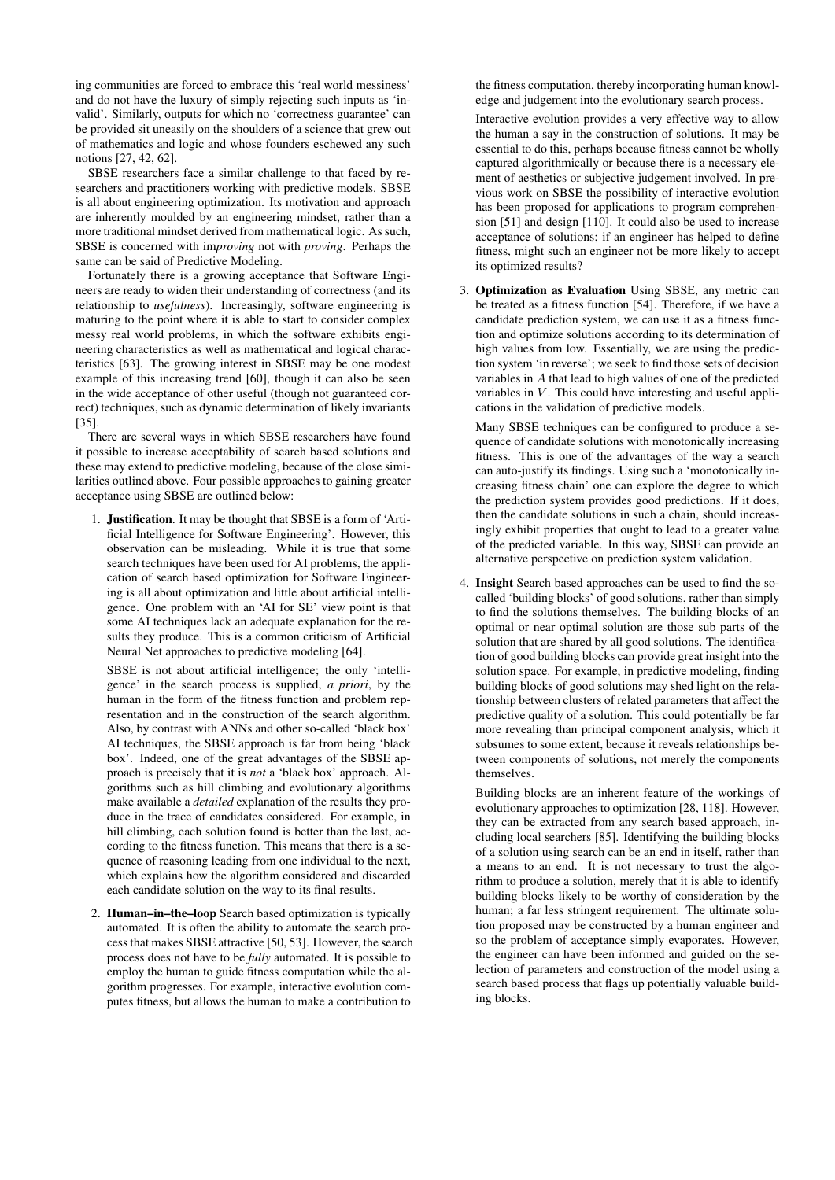ing communities are forced to embrace this 'real world messiness' and do not have the luxury of simply rejecting such inputs as 'invalid'. Similarly, outputs for which no 'correctness guarantee' can be provided sit uneasily on the shoulders of a science that grew out of mathematics and logic and whose founders eschewed any such notions [27, 42, 62].

SBSE researchers face a similar challenge to that faced by researchers and practitioners working with predictive models. SBSE is all about engineering optimization. Its motivation and approach are inherently moulded by an engineering mindset, rather than a more traditional mindset derived from mathematical logic. As such, SBSE is concerned with im*proving* not with *proving*. Perhaps the same can be said of Predictive Modeling.

Fortunately there is a growing acceptance that Software Engineers are ready to widen their understanding of correctness (and its relationship to *usefulness*). Increasingly, software engineering is maturing to the point where it is able to start to consider complex messy real world problems, in which the software exhibits engineering characteristics as well as mathematical and logical characteristics [63]. The growing interest in SBSE may be one modest example of this increasing trend [60], though it can also be seen in the wide acceptance of other useful (though not guaranteed correct) techniques, such as dynamic determination of likely invariants [35].

There are several ways in which SBSE researchers have found it possible to increase acceptability of search based solutions and these may extend to predictive modeling, because of the close similarities outlined above. Four possible approaches to gaining greater acceptance using SBSE are outlined below:

1. **Justification**. It may be thought that SBSE is a form of 'Artificial Intelligence for Software Engineering'. However, this observation can be misleading. While it is true that some search techniques have been used for AI problems, the application of search based optimization for Software Engineering is all about optimization and little about artificial intelligence. One problem with an 'AI for SE' view point is that some AI techniques lack an adequate explanation for the results they produce. This is a common criticism of Artificial Neural Net approaches to predictive modeling [64].

   SBSE is not about artificial intelligence; the only 'intelligence' in the search process is supplied, *a priori*, by the human in the form of the fitness function and problem representation and in the construction of the search algorithm. Also, by contrast with ANNs and other so-called 'black box' AI techniques, the SBSE approach is far from being 'black box'. Indeed, one of the great advantages of the SBSE approach is precisely that it is *not* a 'black box' approach. Algorithms such as hill climbing and evolutionary algorithms make available a *detailed* explanation of the results they produce in the trace of candidates considered. For example, in hill climbing, each solution found is better than the last, according to the fitness function. This means that there is a sequence of reasoning leading from one individual to the next, which explains how the algorithm considered and discarded each candidate solution on the way to its final results.

2. **Human–in–the–loop** Search based optimization is typically automated. It is often the ability to automate the search process that makes SBSE attractive [50, 53]. However, the search process does not have to be *fully* automated. It is possible to employ the human to guide fitness computation while the algorithm progresses. For example, interactive evolution computes fitness, but allows the human to make a contribution to the fitness computation, thereby incorporating human knowledge and judgement into the evolutionary search process.

   Interactive evolution provides a very effective way to allow the human a say in the construction of solutions. It may be essential to do this, perhaps because fitness cannot be wholly captured algorithmically or because there is a necessary element of aesthetics or subjective judgement involved. In previous work on SBSE the possibility of interactive evolution has been proposed for applications to program comprehension [51] and design [110]. It could also be used to increase acceptance of solutions; if an engineer has helped to define fitness, might such an engineer not be more likely to accept its optimized results?

3. **Optimization as Evaluation** Using SBSE, any metric can be treated as a fitness function [54]. Therefore, if we have a candidate prediction system, we can use it as a fitness function and optimize solutions according to its determination of high values from low. Essentially, we are using the prediction system 'in reverse'; we seek to find those sets of decision variables in $A$ that lead to high values of one of the predicted variables in $V$. This could have interesting and useful applications in the validation of predictive models.

   Many SBSE techniques can be configured to produce a sequence of candidate solutions with monotonically increasing fitness. This is one of the advantages of the way a search can auto-justify its findings. Using such a 'monotonically increasing fitness chain' one can explore the degree to which the prediction system provides good predictions. If it does, then the candidate solutions in such a chain, should increasingly exhibit properties that ought to lead to a greater value of the predicted variable. In this way, SBSE can provide an alternative perspective on prediction system validation.

4. **Insight** Search based approaches can be used to find the so-called 'building blocks' of good solutions, rather than simply to find the solutions themselves. The building blocks of an optimal or near optimal solution are those sub parts of the solution that are shared by all good solutions. The identification of good building blocks can provide great insight into the solution space. For example, in predictive modeling, finding building blocks of good solutions may shed light on the relationship between clusters of related parameters that affect the predictive quality of a solution. This could potentially be far more revealing than principal component analysis, which it subsumes to some extent, because it reveals relationships between components of solutions, not merely the components themselves.

   Building blocks are an inherent feature of the workings of evolutionary approaches to optimization [28, 118]. However, they can be extracted from any search based approach, including local searchers [85]. Identifying the building blocks of a solution using search can be an end in itself, rather than a means to an end. It is not necessary to trust the algorithm to produce a solution, merely that it is able to identify building blocks likely to be worthy of consideration by the human; a far less stringent requirement. The ultimate solution proposed may be constructed by a human engineer and so the problem of acceptance simply evaporates. However, the engineer can have been informed and guided on the selection of parameters and construction of the model using a search based process that flags up potentially valuable building blocks.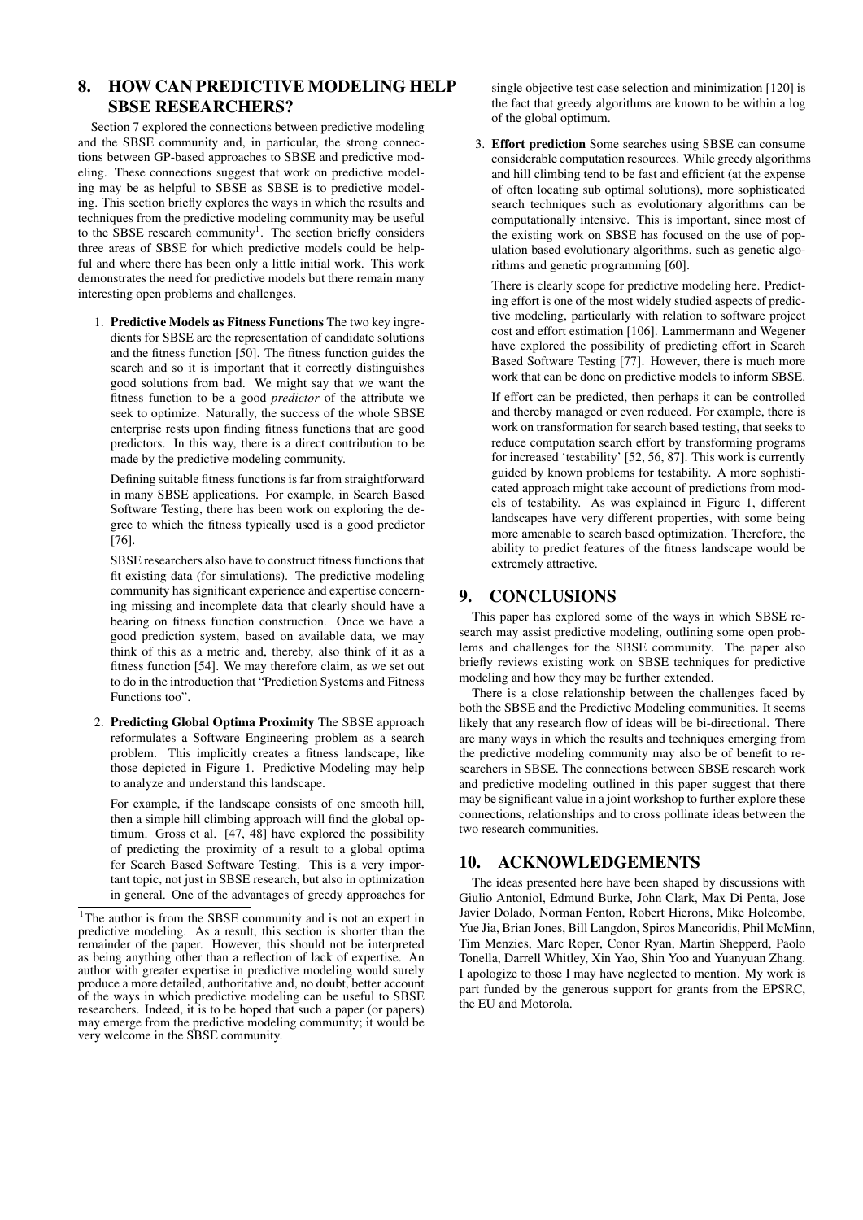## 8. HOW CAN PREDICTIVE MODELING HELP SBSE RESEARCHERS?

Section 7 explored the connections between predictive modeling and the SBSE community and, in particular, the strong connections between GP-based approaches to SBSE and predictive modeling. These connections suggest that work on predictive modeling may be as helpful to SBSE as SBSE is to predictive modeling. This section briefly explores the ways in which the results and techniques from the predictive modeling community may be useful to the SBSE research community[1]. The section briefly considers three areas of SBSE for which predictive models could be helpful and where there has been only a little initial work. This work demonstrates the need for predictive models but there remain many interesting open problems and challenges.

1. **Predictive Models as Fitness Functions** The two key ingredients for SBSE are the representation of candidate solutions and the fitness function [50]. The fitness function guides the search and so it is important that it correctly distinguishes good solutions from bad. We might say that we want the fitness function to be a good *predictor* of the attribute we seek to optimize. Naturally, the success of the whole SBSE enterprise rests upon finding fitness functions that are good predictors. In this way, there is a direct contribution to be made by the predictive modeling community.

   Defining suitable fitness functions is far from straightforward in many SBSE applications. For example, in Search Based Software Testing, there has been work on exploring the degree to which the fitness typically used is a good predictor [76].

   SBSE researchers also have to construct fitness functions that fit existing data (for simulations). The predictive modeling community has significant experience and expertise concerning missing and incomplete data that clearly should have a bearing on fitness function construction. Once we have a good prediction system, based on available data, we may think of this as a metric and, thereby, also think of it as a fitness function [54]. We may therefore claim, as we set out to do in the introduction that "Prediction Systems and Fitness Functions too".

2. **Predicting Global Optima Proximity** The SBSE approach reformulates a Software Engineering problem as a search problem. This implicitly creates a fitness landscape, like those depicted in Figure 1. Predictive Modeling may help to analyze and understand this landscape.

   For example, if the landscape consists of one smooth hill, then a simple hill climbing approach will find the global optimum. Gross et al. [47, 48] have explored the possibility of predicting the proximity of a result to a global optima for Search Based Software Testing. This is a very important topic, not just in SBSE research, but also in optimization in general. One of the advantages of greedy approaches for single objective test case selection and minimization [120] is the fact that greedy algorithms are known to be within a log of the global optimum.

3. **Effort prediction** Some searches using SBSE can consume considerable computation resources. While greedy algorithms and hill climbing tend to be fast and efficient (at the expense of often locating sub optimal solutions), more sophisticated search techniques such as evolutionary algorithms can be computationally intensive. This is important, since most of the existing work on SBSE has focused on the use of population based evolutionary algorithms, such as genetic algorithms and genetic programming [60].

   There is clearly scope for predictive modeling here. Predicting effort is one of the most widely studied aspects of predictive modeling, particularly with relation to software project cost and effort estimation [106]. Lammermann and Wegener have explored the possibility of predicting effort in Search Based Software Testing [77]. However, there is much more work that can be done on predictive models to inform SBSE.

   If effort can be predicted, then perhaps it can be controlled and thereby managed or even reduced. For example, there is work on transformation for search based testing, that seeks to reduce computation search effort by transforming programs for increased 'testability' [52, 56, 87]. This work is currently guided by known problems for testability. A more sophisticated approach might take account of predictions from models of testability. As was explained in Figure 1, different landscapes have very different properties, with some being more amenable to search based optimization. Therefore, the ability to predict features of the fitness landscape would be extremely attractive.

[1]The author is from the SBSE community and is not an expert in predictive modeling. As a result, this section is shorter than the remainder of the paper. However, this should not be interpreted as being anything other than a reflection of lack of expertise. An author with greater expertise in predictive modeling would surely produce a more detailed, authoritative and, no doubt, better account of the ways in which predictive modeling can be useful to SBSE researchers. Indeed, it is to be hoped that such a paper (or papers) may emerge from the predictive modeling community; it would be very welcome in the SBSE community.

## 9. CONCLUSIONS

This paper has explored some of the ways in which SBSE research may assist predictive modeling, outlining some open problems and challenges for the SBSE community. The paper also briefly reviews existing work on SBSE techniques for predictive modeling and how they may be further extended.

There is a close relationship between the challenges faced by both the SBSE and the Predictive Modeling communities. It seems likely that any research flow of ideas will be bi-directional. There are many ways in which the results and techniques emerging from the predictive modeling community may also be of benefit to researchers in SBSE. The connections between SBSE research work and predictive modeling outlined in this paper suggest that there may be significant value in a joint workshop to further explore these connections, relationships and to cross pollinate ideas between the two research communities.

## 10. ACKNOWLEDGEMENTS

The ideas presented here have been shaped by discussions with Giulio Antoniol, Edmund Burke, John Clark, Max Di Penta, Jose Javier Dolado, Norman Fenton, Robert Hierons, Mike Holcombe, Yue Jia, Brian Jones, Bill Langdon, Spiros Mancoridis, Phil McMinn, Tim Menzies, Marc Roper, Conor Ryan, Martin Shepperd, Paolo Tonella, Darrell Whitley, Xin Yao, Shin Yoo and Yuanyuan Zhang. I apologize to those I may have neglected to mention. My work is part funded by the generous support for grants from the EPSRC, the EU and Motorola.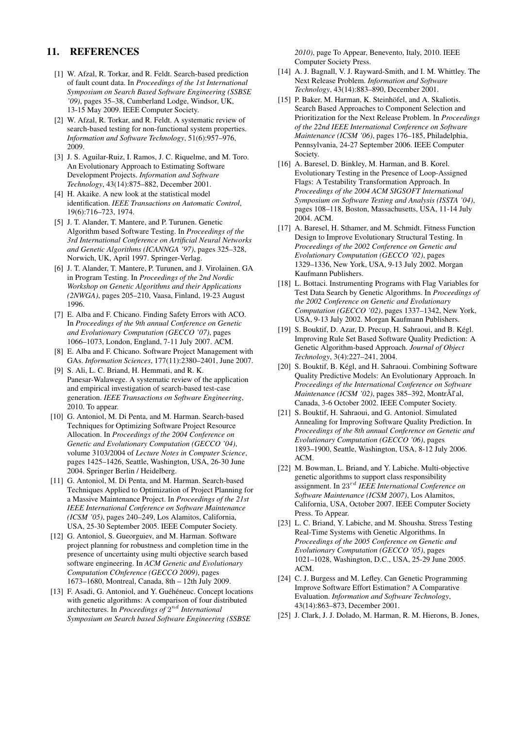## 11. REFERENCES

[1] W. Afzal, R. Torkar, and R. Feldt. Search-based prediction of fault count data. In *Proceedings of the 1st International Symposium on Search Based Software Engineering (SSBSE '09)*, pages 35–38, Cumberland Lodge, Windsor, UK, 13-15 May 2009. IEEE Computer Society.

[2] W. Afzal, R. Torkar, and R. Feldt. A systematic review of search-based testing for non-functional system properties. *Information and Software Technology*, 51(6):957–976, 2009.

[3] J. S. Aguilar-Ruiz, I. Ramos, J. C. Riquelme, and M. Toro. An Evolutionary Approach to Estimating Software Development Projects. *Information and Software Technology*, 43(14):875–882, December 2001.

[4] H. Akaike. A new look at the statistical model identification. *IEEE Transactions on Automatic Control*, 19(6):716–723, 1974.

[5] J. T. Alander, T. Mantere, and P. Turunen. Genetic Algorithm based Software Testing. In *Proceedings of the 3rd International Conference on Artificial Neural Networks and Genetic Algorithms (ICANNGA '97)*, pages 325–328, Norwich, UK, April 1997. Springer-Verlag.

[6] J. T. Alander, T. Mantere, P. Turunen, and J. Virolainen. GA in Program Testing. In *Proceedings of the 2nd Nordic Workshop on Genetic Algorithms and their Applications (2NWGA)*, pages 205–210, Vaasa, Finland, 19-23 August 1996.

[7] E. Alba and F. Chicano. Finding Safety Errors with ACO. In *Proceedings of the 9th annual Conference on Genetic and Evolutionary Computation (GECCO '07)*, pages 1066–1073, London, England, 7-11 July 2007. ACM.

[8] E. Alba and F. Chicano. Software Project Management with GAs. *Information Sciences*, 177(11):2380–2401, June 2007.

[9] S. Ali, L. C. Briand, H. Hemmati, and R. K. Panesar-Walawege. A systematic review of the application and empirical investigation of search-based test-case generation. *IEEE Transactions on Software Engineering*, 2010. To appear.

[10] G. Antoniol, M. Di Penta, and M. Harman. Search-based Techniques for Optimizing Software Project Resource Allocation. In *Proceedings of the 2004 Conference on Genetic and Evolutionary Computation (GECCO '04)*, volume 3103/2004 of *Lecture Notes in Computer Science*, pages 1425–1426, Seattle, Washington, USA, 26-30 June 2004. Springer Berlin / Heidelberg.

[11] G. Antoniol, M. Di Penta, and M. Harman. Search-based Techniques Applied to Optimization of Project Planning for a Massive Maintenance Project. In *Proceedings of the 21st IEEE International Conference on Software Maintenance (ICSM '05)*, pages 240–249, Los Alamitos, California, USA, 25-30 September 2005. IEEE Computer Society.

[12] G. Antoniol, S. Gueorguiev, and M. Harman. Software project planning for robustness and completion time in the presence of uncertainty using multi objective search based software engineering. In *ACM Genetic and Evolutionary Computation COnference (GECCO 2009)*, pages 1673–1680, Montreal, Canada, 8th – 12th July 2009.

[13] F. Asadi, G. Antoniol, and Y. Guéhéneuc. Concept locations with genetic algorithms: A comparison of four distributed architectures. In *Proceedings of $2^{nd}$ International Symposium on Search based Software Engineering (SSBSE 2010)*, page To Appear, Benevento, Italy, 2010. IEEE Computer Society Press.

[14] A. J. Bagnall, V. J. Rayward-Smith, and I. M. Whittley. The Next Release Problem. *Information and Software Technology*, 43(14):883–890, December 2001.

[15] P. Baker, M. Harman, K. Steinhöfel, and A. Skaliotis. Search Based Approaches to Component Selection and Prioritization for the Next Release Problem. In *Proceedings of the 22nd IEEE International Conference on Software Maintenance (ICSM '06)*, pages 176–185, Philadelphia, Pennsylvania, 24-27 September 2006. IEEE Computer Society.

[16] A. Baresel, D. Binkley, M. Harman, and B. Korel. Evolutionary Testing in the Presence of Loop-Assigned Flags: A Testability Transformation Approach. In *Proceedings of the 2004 ACM SIGSOFT International Symposium on Software Testing and Analysis (ISSTA '04)*, pages 108–118, Boston, Massachusetts, USA, 11-14 July 2004. ACM.

[17] A. Baresel, H. Sthamer, and M. Schmidt. Fitness Function Design to Improve Evolutionary Structural Testing. In *Proceedings of the 2002 Conference on Genetic and Evolutionary Computation (GECCO '02)*, pages 1329–1336, New York, USA, 9-13 July 2002. Morgan Kaufmann Publishers.

[18] L. Bottaci. Instrumenting Programs with Flag Variables for Test Data Search by Genetic Algorithms. In *Proceedings of the 2002 Conference on Genetic and Evolutionary Computation (GECCO '02)*, pages 1337–1342, New York, USA, 9-13 July 2002. Morgan Kaufmann Publishers.

[19] S. Bouktif, D. Azar, D. Precup, H. Sahraoui, and B. Kégl. Improving Rule Set Based Software Quality Prediction: A Genetic Algorithm-based Approach. *Journal of Object Technology*, 3(4):227–241, 2004.

[20] S. Bouktif, B. Kégl, and H. Sahraoui. Combining Software Quality Predictive Models: An Evolutionary Approach. In *Proceedings of the International Conference on Software Maintenance (ICSM '02)*, pages 385–392, MontrÃl'al, Canada, 3-6 October 2002. IEEE Computer Society.

[21] S. Bouktif, H. Sahraoui, and G. Antoniol. Simulated Annealing for Improving Software Quality Prediction. In *Proceedings of the 8th annual Conference on Genetic and Evolutionary Computation (GECCO '06)*, pages 1893–1900, Seattle, Washington, USA, 8-12 July 2006. ACM.

[22] M. Bowman, L. Briand, and Y. Labiche. Multi-objective genetic algorithms to support class responsibility assignment. In $23^{rd}$ *IEEE International Conference on Software Maintenance (ICSM 2007)*, Los Alamitos, California, USA, October 2007. IEEE Computer Society Press. To Appear.

[23] L. C. Briand, Y. Labiche, and M. Shousha. Stress Testing Real-Time Systems with Genetic Algorithms. In *Proceedings of the 2005 Conference on Genetic and Evolutionary Computation (GECCO '05)*, pages 1021–1028, Washington, D.C., USA, 25-29 June 2005. ACM.

[24] C. J. Burgess and M. Lefley. Can Genetic Programming Improve Software Effort Estimation? A Comparative Evaluation. *Information and Software Technology*, 43(14):863–873, December 2001.

[25] J. Clark, J. J. Dolado, M. Harman, R. M. Hierons, B. Jones,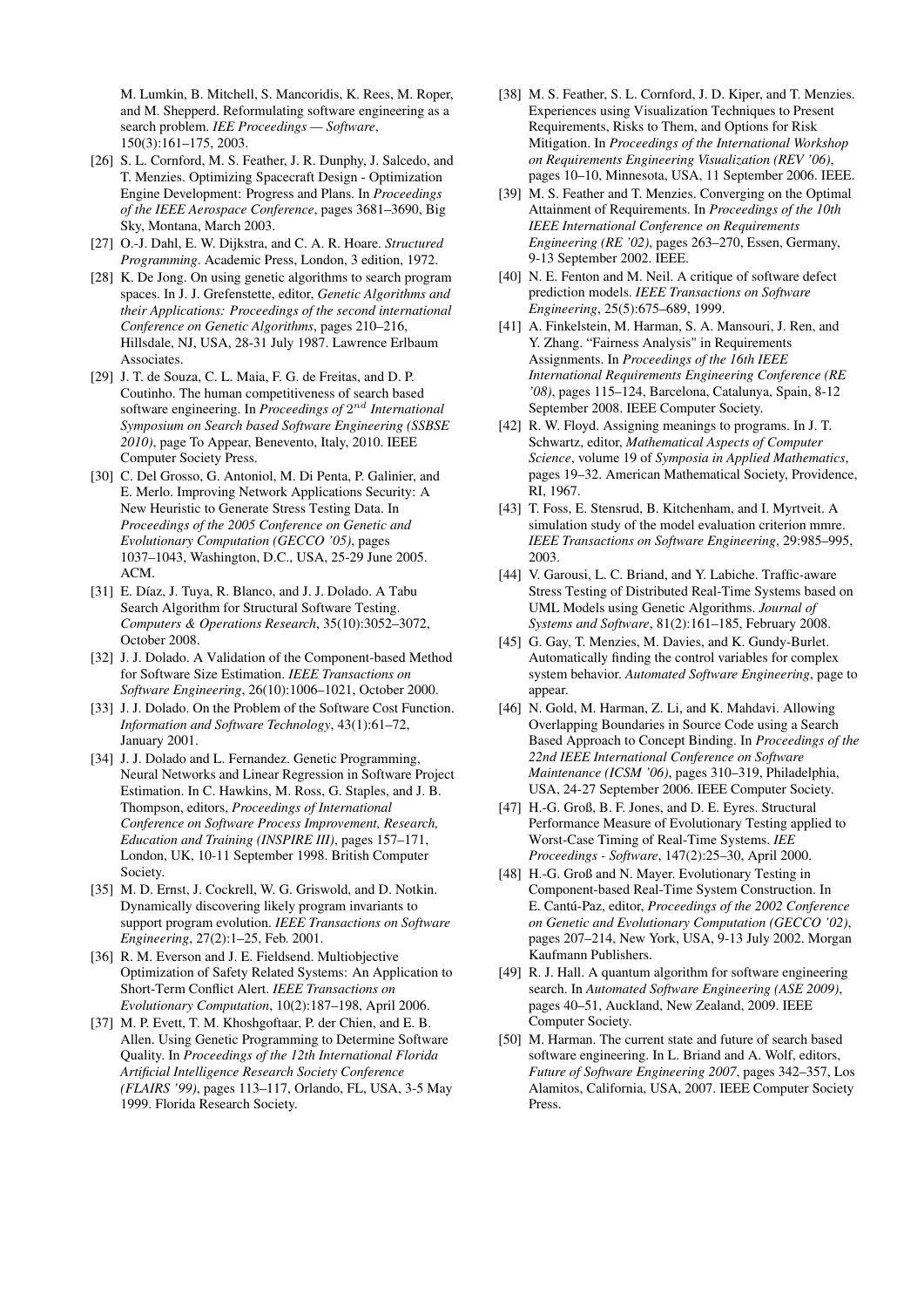M. Lumkin, B. Mitchell, S. Mancoridis, K. Rees, M. Roper, and M. Shepperd. Reformulating software engineering as a search problem. *IEE Proceedings — Software*, 150(3):161–175, 2003.

[26] S. L. Cornford, M. S. Feather, J. R. Dunphy, J. Salcedo, and T. Menzies. Optimizing Spacecraft Design - Optimization Engine Development: Progress and Plans. In *Proceedings of the IEEE Aerospace Conference*, pages 3681–3690, Big Sky, Montana, March 2003.

[27] O.-J. Dahl, E. W. Dijkstra, and C. A. R. Hoare. *Structured Programming*. Academic Press, London, 3 edition, 1972.

[28] K. De Jong. On using genetic algorithms to search program spaces. In J. J. Grefenstette, editor, *Genetic Algorithms and their Applications: Proceedings of the second international Conference on Genetic Algorithms*, pages 210–216, Hillsdale, NJ, USA, 28-31 July 1987. Lawrence Erlbaum Associates.

[29] J. T. de Souza, C. L. Maia, F. G. de Freitas, and D. P. Coutinho. The human competitiveness of search based software engineering. In *Proceedings of $2^{nd}$ International Symposium on Search based Software Engineering (SSBSE 2010)*, page To Appear, Benevento, Italy, 2010. IEEE Computer Society Press.

[30] C. Del Grosso, G. Antoniol, M. Di Penta, P. Galinier, and E. Merlo. Improving Network Applications Security: A New Heuristic to Generate Stress Testing Data. In *Proceedings of the 2005 Conference on Genetic and Evolutionary Computation (GECCO '05)*, pages 1037–1043, Washington, D.C., USA, 25-29 June 2005. ACM.

[31] E. Díaz, J. Tuya, R. Blanco, and J. J. Dolado. A Tabu Search Algorithm for Structural Software Testing. *Computers & Operations Research*, 35(10):3052–3072, October 2008.

[32] J. J. Dolado. A Validation of the Component-based Method for Software Size Estimation. *IEEE Transactions on Software Engineering*, 26(10):1006–1021, October 2000.

[33] J. J. Dolado. On the Problem of the Software Cost Function. *Information and Software Technology*, 43(1):61–72, January 2001.

[34] J. J. Dolado and L. Fernandez. Genetic Programming, Neural Networks and Linear Regression in Software Project Estimation. In C. Hawkins, M. Ross, G. Staples, and J. B. Thompson, editors, *Proceedings of International Conference on Software Process Improvement, Research, Education and Training (INSPIRE III)*, pages 157–171, London, UK, 10-11 September 1998. British Computer Society.

[35] M. D. Ernst, J. Cockrell, W. G. Griswold, and D. Notkin. Dynamically discovering likely program invariants to support program evolution. *IEEE Transactions on Software Engineering*, 27(2):1–25, Feb. 2001.

[36] R. M. Everson and J. E. Fieldsend. Multiobjective Optimization of Safety Related Systems: An Application to Short-Term Conflict Alert. *IEEE Transactions on Evolutionary Computation*, 10(2):187–198, April 2006.

[37] M. P. Evett, T. M. Khoshgoftaar, P. der Chien, and E. B. Allen. Using Genetic Programming to Determine Software Quality. In *Proceedings of the 12th International Florida Artificial Intelligence Research Society Conference (FLAIRS '99)*, pages 113–117, Orlando, FL, USA, 3-5 May 1999. Florida Research Society.

[38] M. S. Feather, S. L. Cornford, J. D. Kiper, and T. Menzies. Experiences using Visualization Techniques to Present Requirements, Risks to Them, and Options for Risk Mitigation. In *Proceedings of the International Workshop on Requirements Engineering Visualization (REV '06)*, pages 10–10, Minnesota, USA, 11 September 2006. IEEE.

[39] M. S. Feather and T. Menzies. Converging on the Optimal Attainment of Requirements. In *Proceedings of the 10th IEEE International Conference on Requirements Engineering (RE '02)*, pages 263–270, Essen, Germany, 9-13 September 2002. IEEE.

[40] N. E. Fenton and M. Neil. A critique of software defect prediction models. *IEEE Transactions on Software Engineering*, 25(5):675–689, 1999.

[41] A. Finkelstein, M. Harman, S. A. Mansouri, J. Ren, and Y. Zhang. "Fairness Analysis" in Requirements Assignments. In *Proceedings of the 16th IEEE International Requirements Engineering Conference (RE '08)*, pages 115–124, Barcelona, Catalunya, Spain, 8-12 September 2008. IEEE Computer Society.

[42] R. W. Floyd. Assigning meanings to programs. In J. T. Schwartz, editor, *Mathematical Aspects of Computer Science*, volume 19 of *Symposia in Applied Mathematics*, pages 19–32. American Mathematical Society, Providence, RI, 1967.

[43] T. Foss, E. Stensrud, B. Kitchenham, and I. Myrtveit. A simulation study of the model evaluation criterion mmre. *IEEE Transactions on Software Engineering*, 29:985–995, 2003.

[44] V. Garousi, L. C. Briand, and Y. Labiche. Traffic-aware Stress Testing of Distributed Real-Time Systems based on UML Models using Genetic Algorithms. *Journal of Systems and Software*, 81(2):161–185, February 2008.

[45] G. Gay, T. Menzies, M. Davies, and K. Gundy-Burlet. Automatically finding the control variables for complex system behavior. *Automated Software Engineering*, page to appear.

[46] N. Gold, M. Harman, Z. Li, and K. Mahdavi. Allowing Overlapping Boundaries in Source Code using a Search Based Approach to Concept Binding. In *Proceedings of the 22nd IEEE International Conference on Software Maintenance (ICSM '06)*, pages 310–319, Philadelphia, USA, 24-27 September 2006. IEEE Computer Society.

[47] H.-G. Groß, B. F. Jones, and D. E. Eyres. Structural Performance Measure of Evolutionary Testing applied to Worst-Case Timing of Real-Time Systems. *IEE Proceedings - Software*, 147(2):25–30, April 2000.

[48] H.-G. Groß and N. Mayer. Evolutionary Testing in Component-based Real-Time System Construction. In E. Cantú-Paz, editor, *Proceedings of the 2002 Conference on Genetic and Evolutionary Computation (GECCO '02)*, pages 207–214, New York, USA, 9-13 July 2002. Morgan Kaufmann Publishers.

[49] R. J. Hall. A quantum algorithm for software engineering search. In *Automated Software Engineering (ASE 2009)*, pages 40–51, Auckland, New Zealand, 2009. IEEE Computer Society.

[50] M. Harman. The current state and future of search based software engineering. In L. Briand and A. Wolf, editors, *Future of Software Engineering 2007*, pages 342–357, Los Alamitos, California, USA, 2007. IEEE Computer Society Press.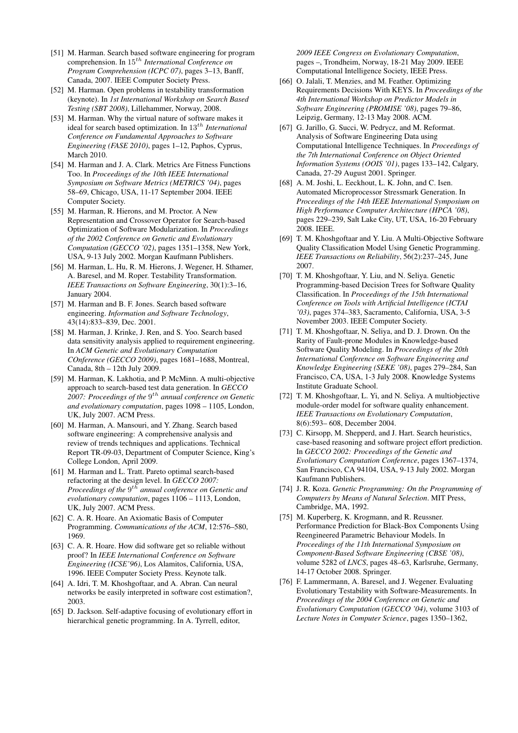[51] M. Harman. Search based software engineering for program comprehension. In $15^{th}$ *International Conference on Program Comprehension (ICPC 07)*, pages 3–13, Banff, Canada, 2007. IEEE Computer Society Press.

[52] M. Harman. Open problems in testability transformation (keynote). In *1st International Workshop on Search Based Testing (SBT 2008)*, Lillehammer, Norway, 2008.

[53] M. Harman. Why the virtual nature of software makes it ideal for search based optimization. In $13^{th}$ *International Conference on Fundamental Approaches to Software Engineering (FASE 2010)*, pages 1–12, Paphos, Cyprus, March 2010.

[54] M. Harman and J. A. Clark. Metrics Are Fitness Functions Too. In *Proceedings of the 10th IEEE International Symposium on Software Metrics (METRICS '04)*, pages 58–69, Chicago, USA, 11-17 September 2004. IEEE Computer Society.

[55] M. Harman, R. Hierons, and M. Proctor. A New Representation and Crossover Operator for Search-based Optimization of Software Modularization. In *Proceedings of the 2002 Conference on Genetic and Evolutionary Computation (GECCO '02)*, pages 1351–1358, New York, USA, 9-13 July 2002. Morgan Kaufmann Publishers.

[56] M. Harman, L. Hu, R. M. Hierons, J. Wegener, H. Sthamer, A. Baresel, and M. Roper. Testability Transformation. *IEEE Transactions on Software Engineering*, 30(1):3–16, January 2004.

[57] M. Harman and B. F. Jones. Search based software engineering. *Information and Software Technology*, 43(14):833–839, Dec. 2001.

[58] M. Harman, J. Krinke, J. Ren, and S. Yoo. Search based data sensitivity analysis applied to requirement engineering. In *ACM Genetic and Evolutionary Computation COnference (GECCO 2009)*, pages 1681–1688, Montreal, Canada, 8th – 12th July 2009.

[59] M. Harman, K. Lakhotia, and P. McMinn. A multi-objective approach to search-based test data generation. In *GECCO 2007: Proceedings of the* $9^{th}$ *annual conference on Genetic and evolutionary computation*, pages 1098 – 1105, London, UK, July 2007. ACM Press.

[60] M. Harman, A. Mansouri, and Y. Zhang. Search based software engineering: A comprehensive analysis and review of trends techniques and applications. Technical Report TR-09-03, Department of Computer Science, King's College London, April 2009.

[61] M. Harman and L. Tratt. Pareto optimal search-based refactoring at the design level. In *GECCO 2007: Proceedings of the* $9^{th}$ *annual conference on Genetic and evolutionary computation*, pages 1106 – 1113, London, UK, July 2007. ACM Press.

[62] C. A. R. Hoare. An Axiomatic Basis of Computer Programming. *Communications of the ACM*, 12:576–580, 1969.

[63] C. A. R. Hoare. How did software get so reliable without proof? In *IEEE International Conference on Software Engineering (ICSE'96)*, Los Alamitos, California, USA, 1996. IEEE Computer Society Press. Keynote talk.

[64] A. Idri, T. M. Khoshgoftaar, and A. Abran. Can neural networks be easily interpreted in software cost estimation?, 2003.

[65] D. Jackson. Self-adaptive focusing of evolutionary effort in hierarchical genetic programming. In A. Tyrrell, editor, *2009 IEEE Congress on Evolutionary Computation*, pages –, Trondheim, Norway, 18-21 May 2009. IEEE Computational Intelligence Society, IEEE Press.

[66] O. Jalali, T. Menzies, and M. Feather. Optimizing Requirements Decisions With KEYS. In *Proceedings of the 4th International Workshop on Predictor Models in Software Engineering (PROMISE '08)*, pages 79–86, Leipzig, Germany, 12-13 May 2008. ACM.

[67] G. Jarillo, G. Succi, W. Pedrycz, and M. Reformat. Analysis of Software Engineering Data using Computational Intelligence Techniques. In *Proceedings of the 7th International Conference on Object Oriented Information Systems (OOIS '01)*, pages 133–142, Calgary, Canada, 27-29 August 2001. Springer.

[68] A. M. Joshi, L. Eeckhout, L. K. John, and C. Isen. Automated Microprocessor Stressmark Generation. In *Proceedings of the 14th IEEE International Symposium on High Performance Computer Architecture (HPCA '08)*, pages 229–239, Salt Lake City, UT, USA, 16-20 February 2008. IEEE.

[69] T. M. Khoshgoftaar and Y. Liu. A Multi-Objective Software Quality Classification Model Using Genetic Programming. *IEEE Transactions on Reliability*, 56(2):237–245, June 2007.

[70] T. M. Khoshgoftaar, Y. Liu, and N. Seliya. Genetic Programming-based Decision Trees for Software Quality Classification. In *Proceedings of the 15th International Conference on Tools with Artificial Intelligence (ICTAI '03)*, pages 374–383, Sacramento, California, USA, 3-5 November 2003. IEEE Computer Society.

[71] T. M. Khoshgoftaar, N. Seliya, and D. J. Drown. On the Rarity of Fault-prone Modules in Knowledge-based Software Quality Modeling. In *Proceedings of the 20th International Conference on Software Engineering and Knowledge Engineering (SEKE '08)*, pages 279–284, San Francisco, CA, USA, 1-3 July 2008. Knowledge Systems Institute Graduate School.

[72] T. M. Khoshgoftaar, L. Yi, and N. Seliya. A multiobjective module-order model for software quality enhancement. *IEEE Transactions on Evolutionary Computation*, 8(6):593– 608, December 2004.

[73] C. Kirsopp, M. Shepperd, and J. Hart. Search heuristics, case-based reasoning and software project effort prediction. In *GECCO 2002: Proceedings of the Genetic and Evolutionary Computation Conference*, pages 1367–1374, San Francisco, CA 94104, USA, 9-13 July 2002. Morgan Kaufmann Publishers.

[74] J. R. Koza. *Genetic Programming: On the Programming of Computers by Means of Natural Selection*. MIT Press, Cambridge, MA, 1992.

[75] M. Kuperberg, K. Krogmann, and R. Reussner. Performance Prediction for Black-Box Components Using Reengineered Parametric Behaviour Models. In *Proceedings of the 11th International Symposium on Component-Based Software Engineering (CBSE '08)*, volume 5282 of *LNCS*, pages 48–63, Karlsruhe, Germany, 14-17 October 2008. Springer.

[76] F. Lammermann, A. Baresel, and J. Wegener. Evaluating Evolutionary Testability with Software-Measurements. In *Proceedings of the 2004 Conference on Genetic and Evolutionary Computation (GECCO '04)*, volume 3103 of *Lecture Notes in Computer Science*, pages 1350–1362,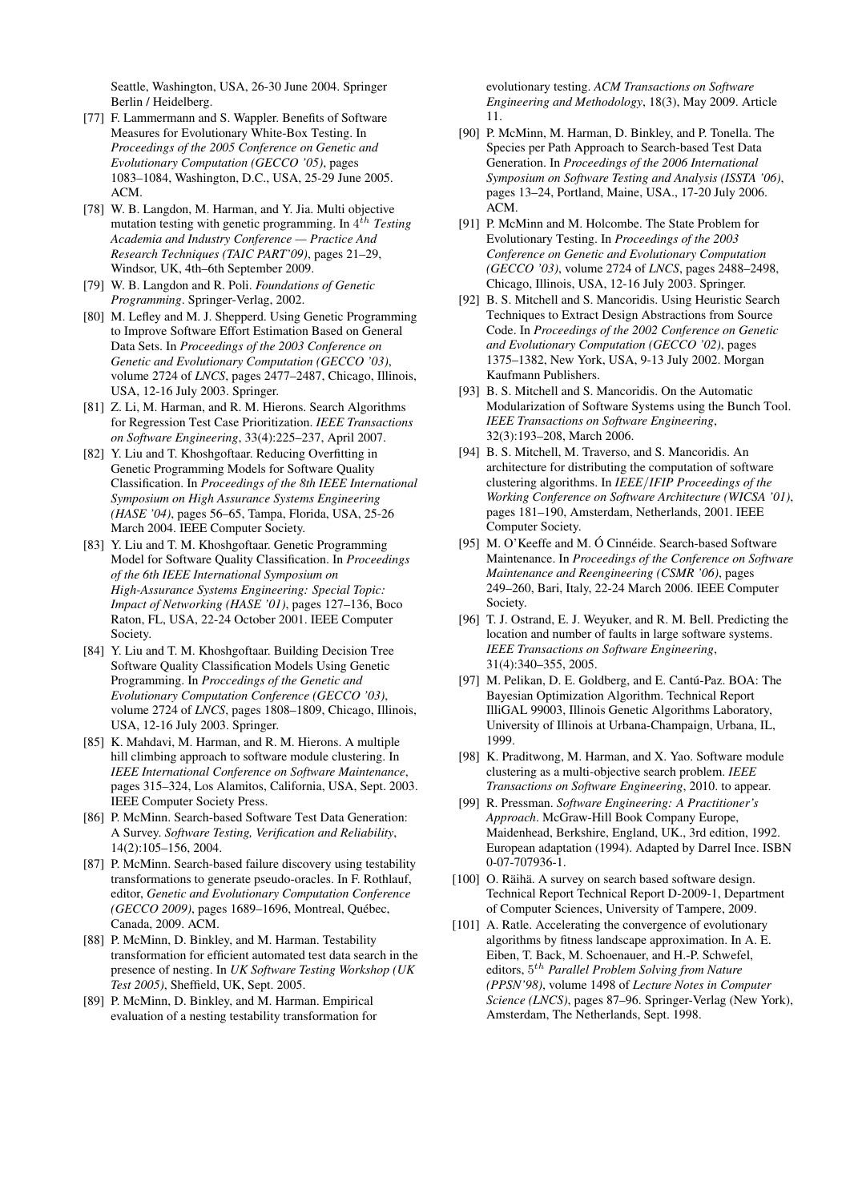Seattle, Washington, USA, 26-30 June 2004. Springer Berlin / Heidelberg.

[77] F. Lammermann and S. Wappler. Benefits of Software Measures for Evolutionary White-Box Testing. In *Proceedings of the 2005 Conference on Genetic and Evolutionary Computation (GECCO '05)*, pages 1083–1084, Washington, D.C., USA, 25-29 June 2005. ACM.

[78] W. B. Langdon, M. Harman, and Y. Jia. Multi objective mutation testing with genetic programming. In $4^{th}$ *Testing Academia and Industry Conference — Practice And Research Techniques (TAIC PART'09)*, pages 21–29, Windsor, UK, 4th–6th September 2009.

[79] W. B. Langdon and R. Poli. *Foundations of Genetic Programming*. Springer-Verlag, 2002.

[80] M. Lefley and M. J. Shepperd. Using Genetic Programming to Improve Software Effort Estimation Based on General Data Sets. In *Proceedings of the 2003 Conference on Genetic and Evolutionary Computation (GECCO '03)*, volume 2724 of *LNCS*, pages 2477–2487, Chicago, Illinois, USA, 12-16 July 2003. Springer.

[81] Z. Li, M. Harman, and R. M. Hierons. Search Algorithms for Regression Test Case Prioritization. *IEEE Transactions on Software Engineering*, 33(4):225–237, April 2007.

[82] Y. Liu and T. Khoshgoftaar. Reducing Overfitting in Genetic Programming Models for Software Quality Classification. In *Proceedings of the 8th IEEE International Symposium on High Assurance Systems Engineering (HASE '04)*, pages 56–65, Tampa, Florida, USA, 25-26 March 2004. IEEE Computer Society.

[83] Y. Liu and T. M. Khoshgoftaar. Genetic Programming Model for Software Quality Classification. In *Proceedings of the 6th IEEE International Symposium on High-Assurance Systems Engineering: Special Topic: Impact of Networking (HASE '01)*, pages 127–136, Boco Raton, FL, USA, 22-24 October 2001. IEEE Computer Society.

[84] Y. Liu and T. M. Khoshgoftaar. Building Decision Tree Software Quality Classification Models Using Genetic Programming. In *Proccedings of the Genetic and Evolutionary Computation Conference (GECCO '03)*, volume 2724 of *LNCS*, pages 1808–1809, Chicago, Illinois, USA, 12-16 July 2003. Springer.

[85] K. Mahdavi, M. Harman, and R. M. Hierons. A multiple hill climbing approach to software module clustering. In *IEEE International Conference on Software Maintenance*, pages 315–324, Los Alamitos, California, USA, Sept. 2003. IEEE Computer Society Press.

[86] P. McMinn. Search-based Software Test Data Generation: A Survey. *Software Testing, Verification and Reliability*, 14(2):105–156, 2004.

[87] P. McMinn. Search-based failure discovery using testability transformations to generate pseudo-oracles. In F. Rothlauf, editor, *Genetic and Evolutionary Computation Conference (GECCO 2009)*, pages 1689–1696, Montreal, Québec, Canada, 2009. ACM.

[88] P. McMinn, D. Binkley, and M. Harman. Testability transformation for efficient automated test data search in the presence of nesting. In *UK Software Testing Workshop (UK Test 2005)*, Sheffield, UK, Sept. 2005.

[89] P. McMinn, D. Binkley, and M. Harman. Empirical evaluation of a nesting testability transformation for evolutionary testing. *ACM Transactions on Software Engineering and Methodology*, 18(3), May 2009. Article 11.

[90] P. McMinn, M. Harman, D. Binkley, and P. Tonella. The Species per Path Approach to Search-based Test Data Generation. In *Proceedings of the 2006 International Symposium on Software Testing and Analysis (ISSTA '06)*, pages 13–24, Portland, Maine, USA., 17-20 July 2006. ACM.

[91] P. McMinn and M. Holcombe. The State Problem for Evolutionary Testing. In *Proceedings of the 2003 Conference on Genetic and Evolutionary Computation (GECCO '03)*, volume 2724 of *LNCS*, pages 2488–2498, Chicago, Illinois, USA, 12-16 July 2003. Springer.

[92] B. S. Mitchell and S. Mancoridis. Using Heuristic Search Techniques to Extract Design Abstractions from Source Code. In *Proceedings of the 2002 Conference on Genetic and Evolutionary Computation (GECCO '02)*, pages 1375–1382, New York, USA, 9-13 July 2002. Morgan Kaufmann Publishers.

[93] B. S. Mitchell and S. Mancoridis. On the Automatic Modularization of Software Systems using the Bunch Tool. *IEEE Transactions on Software Engineering*, 32(3):193–208, March 2006.

[94] B. S. Mitchell, M. Traverso, and S. Mancoridis. An architecture for distributing the computation of software clustering algorithms. In *IEEE/IFIP Proceedings of the Working Conference on Software Architecture (WICSA '01)*, pages 181–190, Amsterdam, Netherlands, 2001. IEEE Computer Society.

[95] M. O'Keeffe and M. Ó Cinnéide. Search-based Software Maintenance. In *Proceedings of the Conference on Software Maintenance and Reengineering (CSMR '06)*, pages 249–260, Bari, Italy, 22-24 March 2006. IEEE Computer Society.

[96] T. J. Ostrand, E. J. Weyuker, and R. M. Bell. Predicting the location and number of faults in large software systems. *IEEE Transactions on Software Engineering*, 31(4):340–355, 2005.

[97] M. Pelikan, D. E. Goldberg, and E. Cantú-Paz. BOA: The Bayesian Optimization Algorithm. Technical Report IlliGAL 99003, Illinois Genetic Algorithms Laboratory, University of Illinois at Urbana-Champaign, Urbana, IL, 1999.

[98] K. Praditwong, M. Harman, and X. Yao. Software module clustering as a multi-objective search problem. *IEEE Transactions on Software Engineering*, 2010. to appear.

[99] R. Pressman. *Software Engineering: A Practitioner's Approach*. McGraw-Hill Book Company Europe, Maidenhead, Berkshire, England, UK., 3rd edition, 1992. European adaptation (1994). Adapted by Darrel Ince. ISBN 0-07-707936-1.

[100] O. Räihä. A survey on search based software design. Technical Report Technical Report D-2009-1, Department of Computer Sciences, University of Tampere, 2009.

[101] A. Ratle. Accelerating the convergence of evolutionary algorithms by fitness landscape approximation. In A. E. Eiben, T. Back, M. Schoenauer, and H.-P. Schwefel, editors, $5^{th}$ *Parallel Problem Solving from Nature (PPSN'98)*, volume 1498 of *Lecture Notes in Computer Science (LNCS)*, pages 87–96. Springer-Verlag (New York), Amsterdam, The Netherlands, Sept. 1998.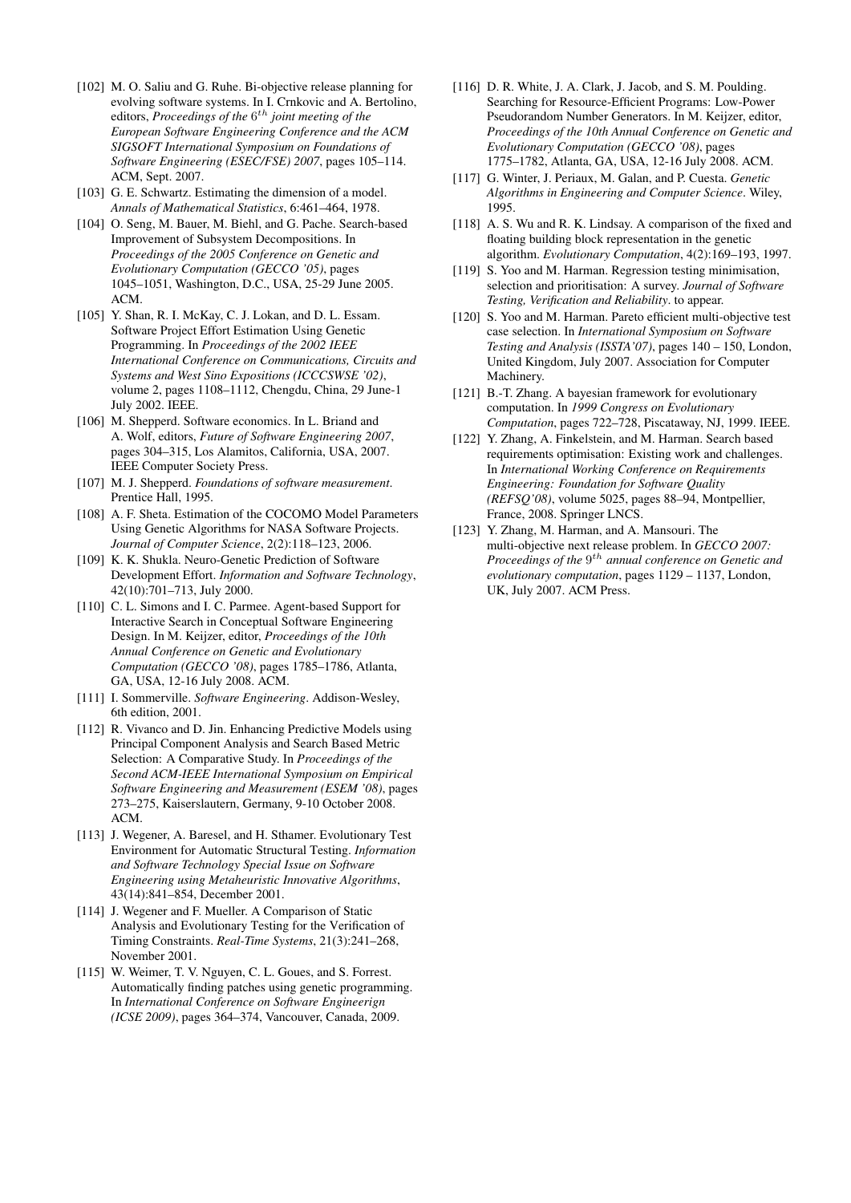[102] M. O. Saliu and G. Ruhe. Bi-objective release planning for evolving software systems. In I. Crnkovic and A. Bertolino, editors, *Proceedings of the $6^{th}$ joint meeting of the European Software Engineering Conference and the ACM SIGSOFT International Symposium on Foundations of Software Engineering (ESEC/FSE) 2007*, pages 105–114. ACM, Sept. 2007.

[103] G. E. Schwartz. Estimating the dimension of a model. *Annals of Mathematical Statistics*, 6:461–464, 1978.

[104] O. Seng, M. Bauer, M. Biehl, and G. Pache. Search-based Improvement of Subsystem Decompositions. In *Proceedings of the 2005 Conference on Genetic and Evolutionary Computation (GECCO '05)*, pages 1045–1051, Washington, D.C., USA, 25-29 June 2005. ACM.

[105] Y. Shan, R. I. McKay, C. J. Lokan, and D. L. Essam. Software Project Effort Estimation Using Genetic Programming. In *Proceedings of the 2002 IEEE International Conference on Communications, Circuits and Systems and West Sino Expositions (ICCCSWSE '02)*, volume 2, pages 1108–1112, Chengdu, China, 29 June-1 July 2002. IEEE.

[106] M. Shepperd. Software economics. In L. Briand and A. Wolf, editors, *Future of Software Engineering 2007*, pages 304–315, Los Alamitos, California, USA, 2007. IEEE Computer Society Press.

[107] M. J. Shepperd. *Foundations of software measurement*. Prentice Hall, 1995.

[108] A. F. Sheta. Estimation of the COCOMO Model Parameters Using Genetic Algorithms for NASA Software Projects. *Journal of Computer Science*, 2(2):118–123, 2006.

[109] K. K. Shukla. Neuro-Genetic Prediction of Software Development Effort. *Information and Software Technology*, 42(10):701–713, July 2000.

[110] C. L. Simons and I. C. Parmee. Agent-based Support for Interactive Search in Conceptual Software Engineering Design. In M. Keijzer, editor, *Proceedings of the 10th Annual Conference on Genetic and Evolutionary Computation (GECCO '08)*, pages 1785–1786, Atlanta, GA, USA, 12-16 July 2008. ACM.

[111] I. Sommerville. *Software Engineering*. Addison-Wesley, 6th edition, 2001.

[112] R. Vivanco and D. Jin. Enhancing Predictive Models using Principal Component Analysis and Search Based Metric Selection: A Comparative Study. In *Proceedings of the Second ACM-IEEE International Symposium on Empirical Software Engineering and Measurement (ESEM '08)*, pages 273–275, Kaiserslautern, Germany, 9-10 October 2008. ACM.

[113] J. Wegener, A. Baresel, and H. Sthamer. Evolutionary Test Environment for Automatic Structural Testing. *Information and Software Technology Special Issue on Software Engineering using Metaheuristic Innovative Algorithms*, 43(14):841–854, December 2001.

[114] J. Wegener and F. Mueller. A Comparison of Static Analysis and Evolutionary Testing for the Verification of Timing Constraints. *Real-Time Systems*, 21(3):241–268, November 2001.

[115] W. Weimer, T. V. Nguyen, C. L. Goues, and S. Forrest. Automatically finding patches using genetic programming. In *International Conference on Software Engineerign (ICSE 2009)*, pages 364–374, Vancouver, Canada, 2009.

[116] D. R. White, J. A. Clark, J. Jacob, and S. M. Poulding. Searching for Resource-Efficient Programs: Low-Power Pseudorandom Number Generators. In M. Keijzer, editor, *Proceedings of the 10th Annual Conference on Genetic and Evolutionary Computation (GECCO '08)*, pages 1775–1782, Atlanta, GA, USA, 12-16 July 2008. ACM.

[117] G. Winter, J. Periaux, M. Galan, and P. Cuesta. *Genetic Algorithms in Engineering and Computer Science*. Wiley, 1995.

[118] A. S. Wu and R. K. Lindsay. A comparison of the fixed and floating building block representation in the genetic algorithm. *Evolutionary Computation*, 4(2):169–193, 1997.

[119] S. Yoo and M. Harman. Regression testing minimisation, selection and prioritisation: A survey. *Journal of Software Testing, Verification and Reliability*. to appear.

[120] S. Yoo and M. Harman. Pareto efficient multi-objective test case selection. In *International Symposium on Software Testing and Analysis (ISSTA'07)*, pages 140 – 150, London, United Kingdom, July 2007. Association for Computer Machinery.

[121] B.-T. Zhang. A bayesian framework for evolutionary computation. In *1999 Congress on Evolutionary Computation*, pages 722–728, Piscataway, NJ, 1999. IEEE.

[122] Y. Zhang, A. Finkelstein, and M. Harman. Search based requirements optimisation: Existing work and challenges. In *International Working Conference on Requirements Engineering: Foundation for Software Quality (REFSQ'08)*, volume 5025, pages 88–94, Montpellier, France, 2008. Springer LNCS.

[123] Y. Zhang, M. Harman, and A. Mansouri. The multi-objective next release problem. In *GECCO 2007: Proceedings of the $9^{th}$ annual conference on Genetic and evolutionary computation*, pages 1129 – 1137, London, UK, July 2007. ACM Press.